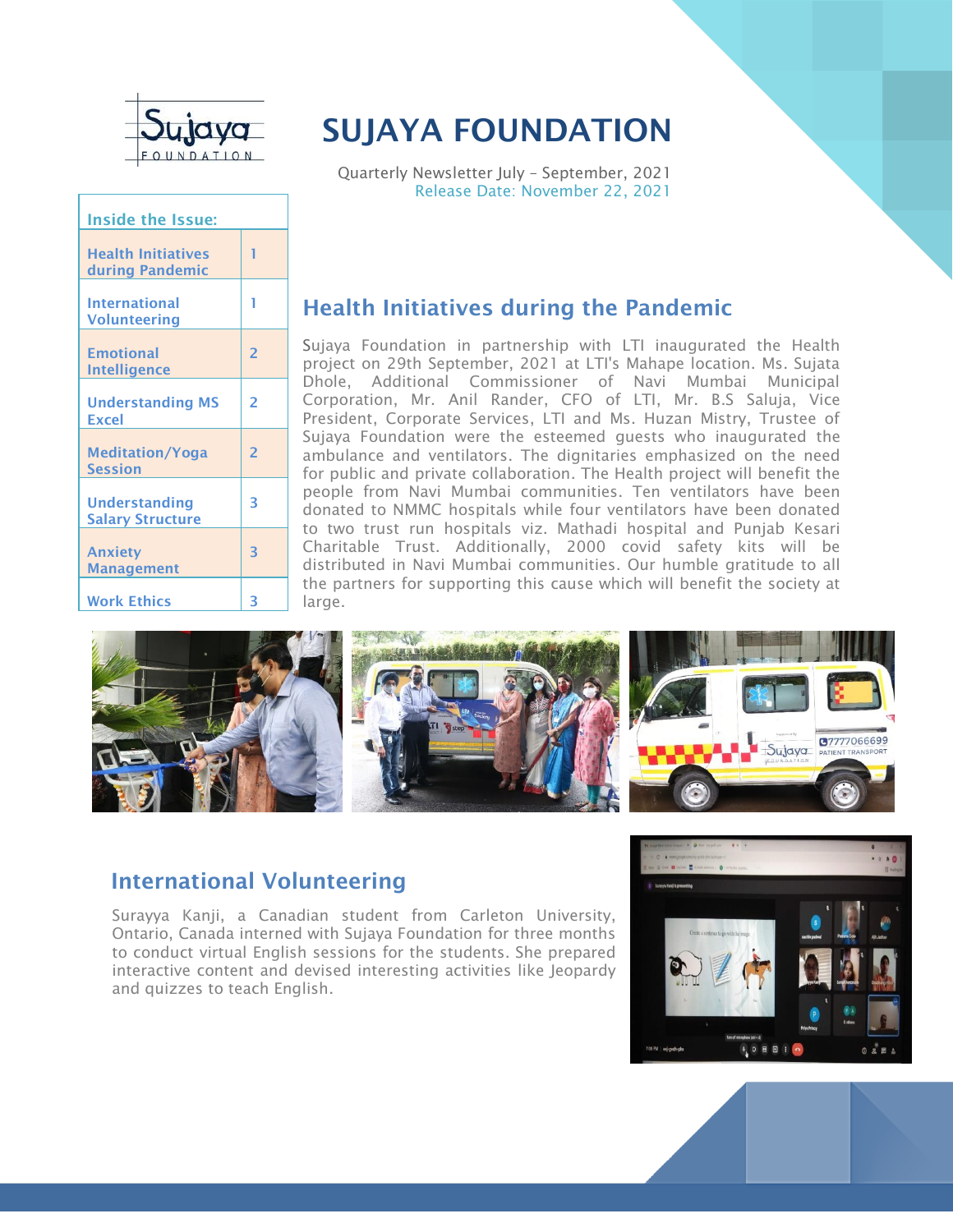# SUJAYA FOUNDATION

Quarterly Newsletter July – September, 2021
Release Date: November 22, 2021

| Inside the Issue: | |
|---|---|
| Health Initiatives during Pandemic | 1 |
| International Volunteering | 1 |
| Emotional Intelligence | 2 |
| Understanding MS Excel | 2 |
| Meditation/Yoga Session | 2 |
| Understanding Salary Structure | 3 |
| Anxiety Management | 3 |
| Work Ethics | 3 |

## Health Initiatives during the Pandemic

Sujaya Foundation in partnership with LTI inaugurated the Health project on 29th September, 2021 at LTI's Mahape location. Ms. Sujata Dhole, Additional Commissioner of Navi Mumbai Municipal Corporation, Mr. Anil Rander, CFO of LTI, Mr. B.S Saluja, Vice President, Corporate Services, LTI and Ms. Huzan Mistry, Trustee of Sujaya Foundation were the esteemed guests who inaugurated the ambulance and ventilators. The dignitaries emphasized on the need for public and private collaboration. The Health project will benefit the people from Navi Mumbai communities. Ten ventilators have been donated to NMMC hospitals while four ventilators have been donated to two trust run hospitals viz. Mathadi hospital and Punjab Kesari Charitable Trust. Additionally, 2000 covid safety kits will be distributed in Navi Mumbai communities. Our humble gratitude to all the partners for supporting this cause which will benefit the society at large.

## International Volunteering

Surayya Kanji, a Canadian student from Carleton University, Ontario, Canada interned with Sujaya Foundation for three months to conduct virtual English sessions for the students. She prepared interactive content and devised interesting activities like Jeopardy and quizzes to teach English.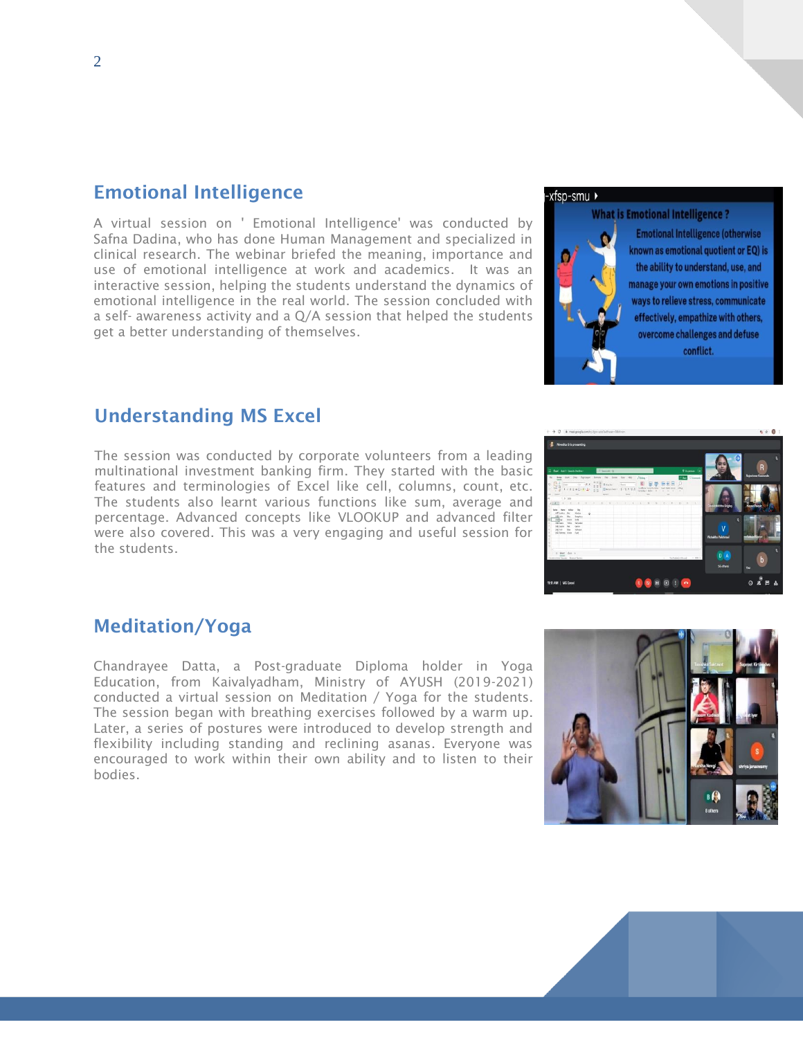## Emotional Intelligence

A virtual session on ' Emotional Intelligence' was conducted by Safna Dadina, who has done Human Management and specialized in clinical research. The webinar briefed the meaning, importance and use of emotional intelligence at work and academics. It was an interactive session, helping the students understand the dynamics of emotional intelligence in the real world. The session concluded with a self- awareness activity and a Q/A session that helped the students get a better understanding of themselves.

## Understanding MS Excel

The session was conducted by corporate volunteers from a leading multinational investment banking firm. They started with the basic features and terminologies of Excel like cell, columns, count, etc. The students also learnt various functions like sum, average and percentage. Advanced concepts like VLOOKUP and advanced filter were also covered. This was a very engaging and useful session for the students.

## Meditation/Yoga

Chandrayee Datta, a Post-graduate Diploma holder in Yoga Education, from Kaivalyadham, Ministry of AYUSH (2019-2021) conducted a virtual session on Meditation / Yoga for the students. The session began with breathing exercises followed by a warm up. Later, a series of postures were introduced to develop strength and flexibility including standing and reclining asanas. Everyone was encouraged to work within their own ability and to listen to their bodies.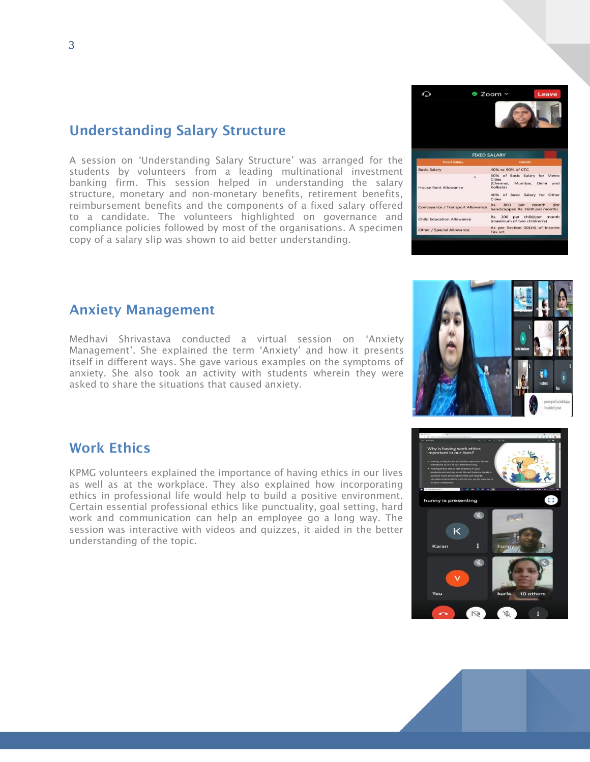## Understanding Salary Structure

A session on 'Understanding Salary Structure' was arranged for the students by volunteers from a leading multinational investment banking firm. This session helped in understanding the salary structure, monetary and non-monetary benefits, retirement benefits, reimbursement benefits and the components of a fixed salary offered to a candidate. The volunteers highlighted on governance and compliance policies followed by most of the organisations. A specimen copy of a salary slip was shown to aid better understanding.

## Anxiety Management

Medhavi Shrivastava conducted a virtual session on 'Anxiety Management'. She explained the term 'Anxiety' and how it presents itself in different ways. She gave various examples on the symptoms of anxiety. She also took an activity with students wherein they were asked to share the situations that caused anxiety.

## Work Ethics

KPMG volunteers explained the importance of having ethics in our lives as well as at the workplace. They also explained how incorporating ethics in professional life would help to build a positive environment. Certain essential professional ethics like punctuality, goal setting, hard work and communication can help an employee go a long way. The session was interactive with videos and quizzes, it aided in the better understanding of the topic.